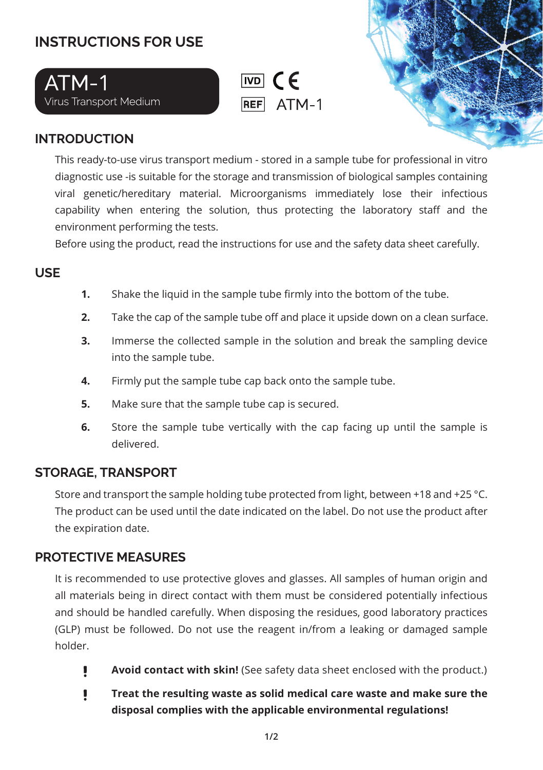# INSTRUCTIONS FOR USE

**ATM-1**
Virus Transport Medium

IVD CE
REF ATM-1

## INTRODUCTION

This ready-to-use virus transport medium - stored in a sample tube for professional in vitro diagnostic use -is suitable for the storage and transmission of biological samples containing viral genetic/hereditary material. Microorganisms immediately lose their infectious capability when entering the solution, thus protecting the laboratory staff and the environment performing the tests.

Before using the product, read the instructions for use and the safety data sheet carefully.

## USE

1. Shake the liquid in the sample tube firmly into the bottom of the tube.
2. Take the cap of the sample tube off and place it upside down on a clean surface.
3. Immerse the collected sample in the solution and break the sampling device into the sample tube.
4. Firmly put the sample tube cap back onto the sample tube.
5. Make sure that the sample tube cap is secured.
6. Store the sample tube vertically with the cap facing up until the sample is delivered.

## STORAGE, TRANSPORT

Store and transport the sample holding tube protected from light, between +18 and +25 °C. The product can be used until the date indicated on the label. Do not use the product after the expiration date.

## PROTECTIVE MEASURES

It is recommended to use protective gloves and glasses. All samples of human origin and all materials being in direct contact with them must be considered potentially infectious and should be handled carefully. When disposing the residues, good laboratory practices (GLP) must be followed. Do not use the reagent in/from a leaking or damaged sample holder.

! **Avoid contact with skin!** (See safety data sheet enclosed with the product.)

! **Treat the resulting waste as solid medical care waste and make sure the disposal complies with the applicable environmental regulations!**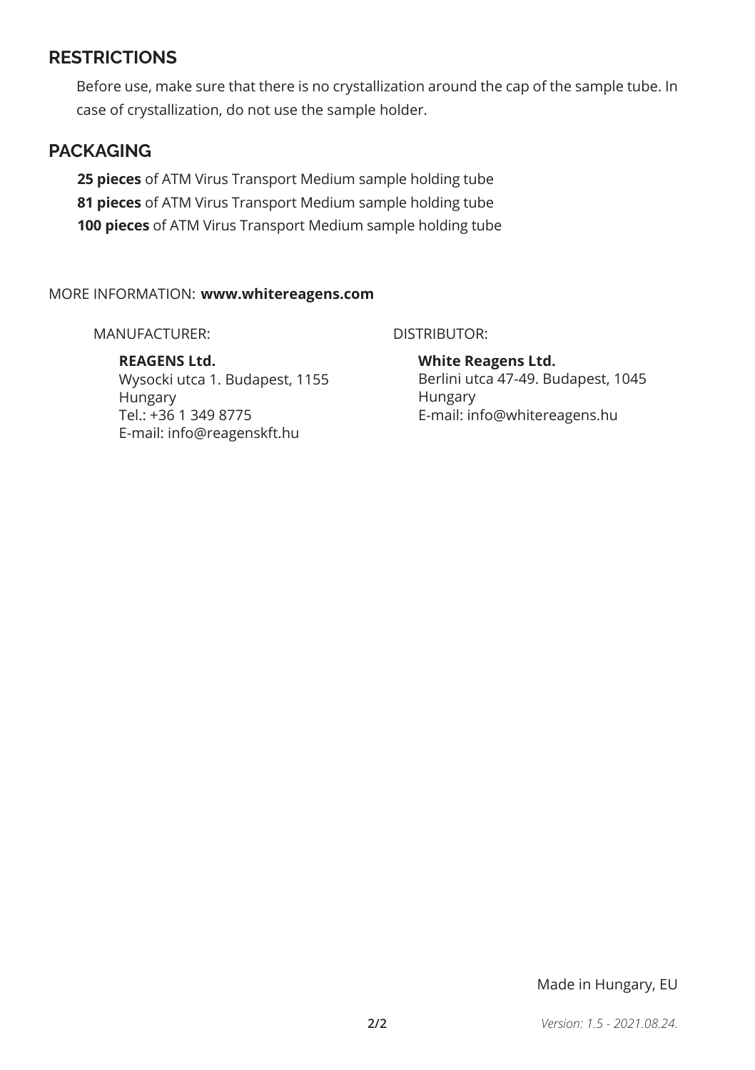## RESTRICTIONS

Before use, make sure that there is no crystallization around the cap of the sample tube. In case of crystallization, do not use the sample holder.

## PACKAGING

**25 pieces** of ATM Virus Transport Medium sample holding tube
**81 pieces** of ATM Virus Transport Medium sample holding tube
**100 pieces** of ATM Virus Transport Medium sample holding tube

MORE INFORMATION: **www.whitereagens.com**

MANUFACTURER:

**REAGENS Ltd.**
Wysocki utca 1. Budapest, 1155
Hungary
Tel.: +36 1 349 8775
E-mail: info@reagenskft.hu

DISTRIBUTOR:

**White Reagens Ltd.**
Berlini utca 47-49. Budapest, 1045
Hungary
E-mail: info@whitereagens.hu

Made in Hungary, EU

*Version: 1.5 - 2021.08.24.*